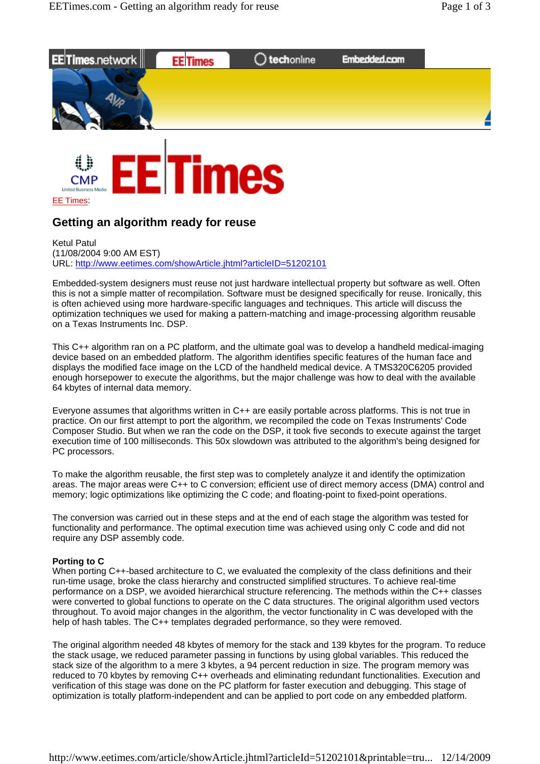EE Times:

# Getting an algorithm ready for reuse

Ketul Patul
(11/08/2004 9:00 AM EST)
URL: http://www.eetimes.com/showArticle.jhtml?articleID=51202101

Embedded-system designers must reuse not just hardware intellectual property but software as well. Often this is not a simple matter of recompilation. Software must be designed specifically for reuse. Ironically, this is often achieved using more hardware-specific languages and techniques. This article will discuss the optimization techniques we used for making a pattern-matching and image-processing algorithm reusable on a Texas Instruments Inc. DSP.

This C++ algorithm ran on a PC platform, and the ultimate goal was to develop a handheld medical-imaging device based on an embedded platform. The algorithm identifies specific features of the human face and displays the modified face image on the LCD of the handheld medical device. A TMS320C6205 provided enough horsepower to execute the algorithms, but the major challenge was how to deal with the available 64 kbytes of internal data memory.

Everyone assumes that algorithms written in C++ are easily portable across platforms. This is not true in practice. On our first attempt to port the algorithm, we recompiled the code on Texas Instruments' Code Composer Studio. But when we ran the code on the DSP, it took five seconds to execute against the target execution time of 100 milliseconds. This 50x slowdown was attributed to the algorithm's being designed for PC processors.

To make the algorithm reusable, the first step was to completely analyze it and identify the optimization areas. The major areas were C++ to C conversion; efficient use of direct memory access (DMA) control and memory; logic optimizations like optimizing the C code; and floating-point to fixed-point operations.

The conversion was carried out in these steps and at the end of each stage the algorithm was tested for functionality and performance. The optimal execution time was achieved using only C code and did not require any DSP assembly code.

**Porting to C**
When porting C++-based architecture to C, we evaluated the complexity of the class definitions and their run-time usage, broke the class hierarchy and constructed simplified structures. To achieve real-time performance on a DSP, we avoided hierarchical structure referencing. The methods within the C++ classes were converted to global functions to operate on the C data structures. The original algorithm used vectors throughout. To avoid major changes in the algorithm, the vector functionality in C was developed with the help of hash tables. The C++ templates degraded performance, so they were removed.

The original algorithm needed 48 kbytes of memory for the stack and 139 kbytes for the program. To reduce the stack usage, we reduced parameter passing in functions by using global variables. This reduced the stack size of the algorithm to a mere 3 kbytes, a 94 percent reduction in size. The program memory was reduced to 70 kbytes by removing C++ overheads and eliminating redundant functionalities. Execution and verification of this stage was done on the PC platform for faster execution and debugging. This stage of optimization is totally platform-independent and can be applied to port code on any embedded platform.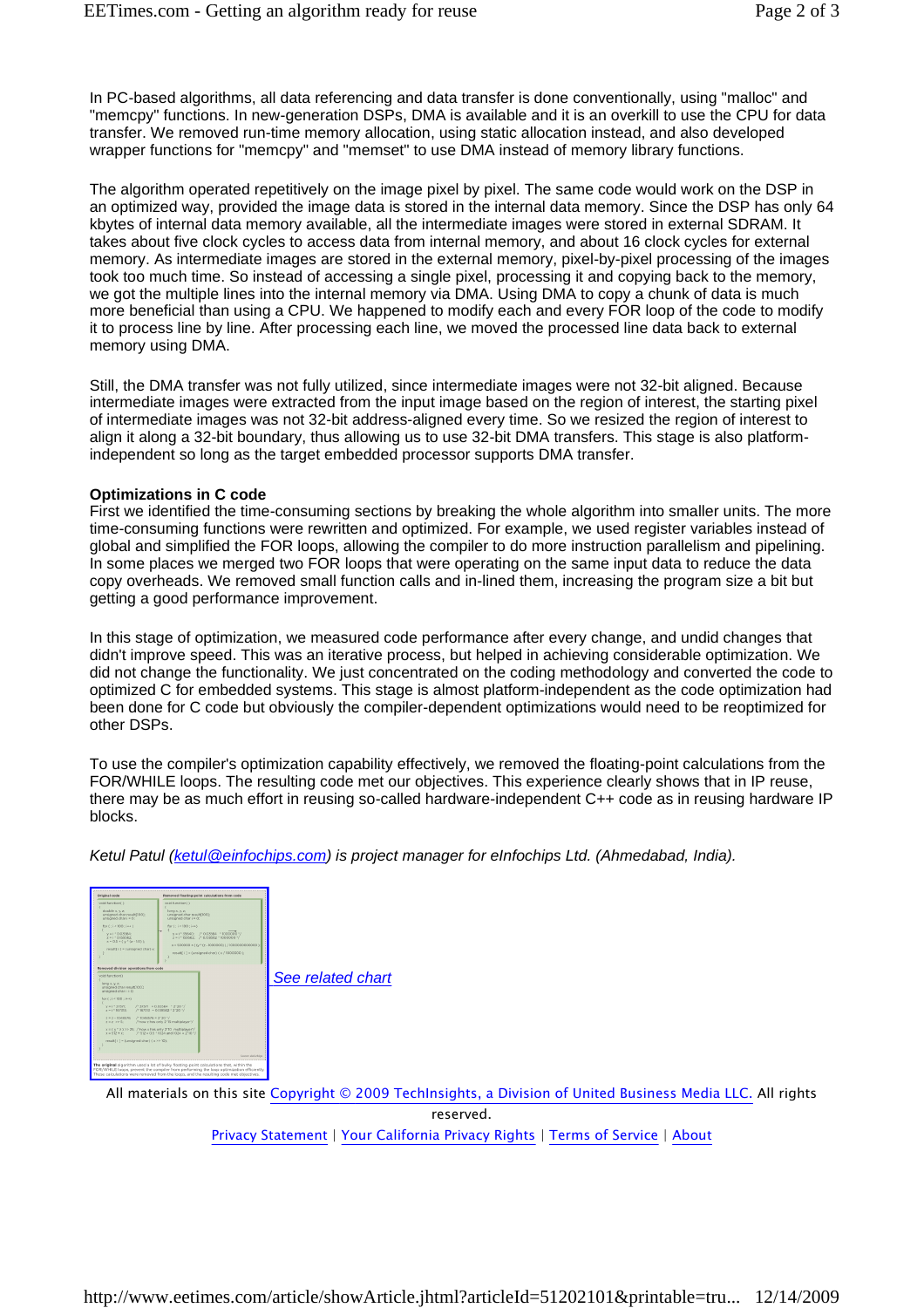In PC-based algorithms, all data referencing and data transfer is done conventionally, using "malloc" and "memcpy" functions. In new-generation DSPs, DMA is available and it is an overkill to use the CPU for data transfer. We removed run-time memory allocation, using static allocation instead, and also developed wrapper functions for "memcpy" and "memset" to use DMA instead of memory library functions.

The algorithm operated repetitively on the image pixel by pixel. The same code would work on the DSP in an optimized way, provided the image data is stored in the internal data memory. Since the DSP has only 64 kbytes of internal data memory available, all the intermediate images were stored in external SDRAM. It takes about five clock cycles to access data from internal memory, and about 16 clock cycles for external memory. As intermediate images are stored in the external memory, pixel-by-pixel processing of the images took too much time. So instead of accessing a single pixel, processing it and copying back to the memory, we got the multiple lines into the internal memory via DMA. Using DMA to copy a chunk of data is much more beneficial than using a CPU. We happened to modify each and every FOR loop of the code to modify it to process line by line. After processing each line, we moved the processed line data back to external memory using DMA.

Still, the DMA transfer was not fully utilized, since intermediate images were not 32-bit aligned. Because intermediate images were extracted from the input image based on the region of interest, the starting pixel of intermediate images was not 32-bit address-aligned every time. So we resized the region of interest to align it along a 32-bit boundary, thus allowing us to use 32-bit DMA transfers. This stage is also platform-independent so long as the target embedded processor supports DMA transfer.

**Optimizations in C code**

First we identified the time-consuming sections by breaking the whole algorithm into smaller units. The more time-consuming functions were rewritten and optimized. For example, we used register variables instead of global and simplified the FOR loops, allowing the compiler to do more instruction parallelism and pipelining. In some places we merged two FOR loops that were operating on the same input data to reduce the data copy overheads. We removed small function calls and in-lined them, increasing the program size a bit but getting a good performance improvement.

In this stage of optimization, we measured code performance after every change, and undid changes that didn't improve speed. This was an iterative process, but helped in achieving considerable optimization. We did not change the functionality. We just concentrated on the coding methodology and converted the code to optimized C for embedded systems. This stage is almost platform-independent as the code optimization had been done for C code but obviously the compiler-dependent optimizations would need to be reoptimized for other DSPs.

To use the compiler's optimization capability effectively, we removed the floating-point calculations from the FOR/WHILE loops. The resulting code met our objectives. This experience clearly shows that in IP reuse, there may be as much effort in reusing so-called hardware-independent C++ code as in reusing hardware IP blocks.

*Ketul Patul (ketul@einfochips.com) is project manager for eInfochips Ltd. (Ahmedabad, India).*

See related chart

All materials on this site Copyright © 2009 TechInsights, a Division of United Business Media LLC. All rights reserved.

Privacy Statement | Your California Privacy Rights | Terms of Service | About